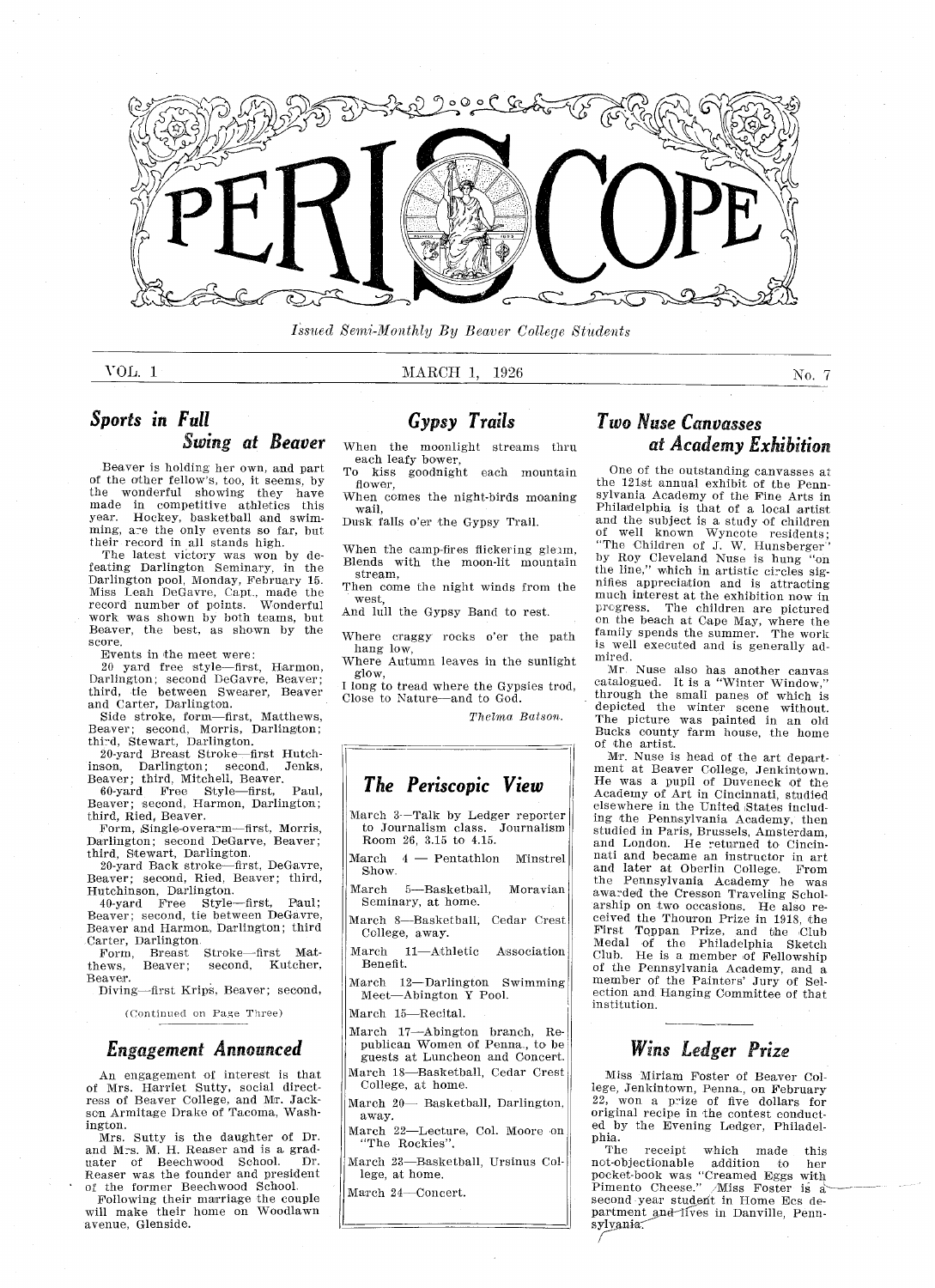# PERISCOPE

*Issued Semi-Monthly By Beaver College Students*

VOL. 1 — MARCH 1, 1926 — No. 7

## Sports in Full Swing at Beaver

Beaver is holding her own, and part of the other fellow's, too, it seems, by the wonderful showing they have made in competitive athletics this year. Hockey, basketball and swimming, are the only events so far, but their record in all stands high.

The latest victory was won by defeating Darlington Seminary, in the Darlington pool, Monday, February 15. Miss Leah DeGavre, Capt., made the record number of points. Wonderful work was shown by both teams, but Beaver, the best, as shown by the score.

Events in the meet were:

20 yard free style—first, Harmon, Darlington; second DeGavre, Beaver; third, tie between Swearer, Beaver and Carter, Darlington.

Side stroke, form—first, Matthews, Beaver; second, Morris, Darlington; third, Stewart, Darlington.

20-yard Breast Stroke—first Hutchinson, Darlington; second, Jenks, Beaver; third, Mitchell, Beaver.

60-yard Free Style—first, Paul, Beaver; second, Harmon, Darlington; third, Ried, Beaver.

Form, Single-overarm—first, Morris, Darlington; second DeGarve, Beaver; third, Stewart, Darlington.

20-yard Back stroke—first, DeGavre, Beaver; second, Ried, Beaver; third, Hutchinson, Darlington.

40-yard Free Style—first, Paul; Beaver; second, tie between DeGavre, Beaver and Harmon, Darlington; third Carter, Darlington.

Form, Breast Stroke—first Matthews, Beaver; second, Kutcher, Beaver.

Diving—first Krips, Beaver; second,

(Continued on Page Three)

## Engagement Announced

An engagement of interest is that of Mrs. Harriet Sutty, social directress of Beaver College, and Mr. Jackson Armitage Drake of Tacoma, Washington.

Mrs. Sutty is the daughter of Dr. and Mrs. M. H. Reaser and is a graduater of Beechwood School. Dr. Reaser was the founder and president of the former Beechwood School.

Following their marriage the couple will make their home on Woodlawn avenue, Glenside.

## Gypsy Trails

When the moonlight streams thru each leafy bower,
To kiss goodnight each mountain flower,
When comes the night-birds moaning wail,
Dusk falls o'er the Gypsy Trail.

When the camp-fires flickering gleam,
Blends with the moon-lit mountain stream,
Then come the night winds from the west,
And lull the Gypsy Band to rest.

Where craggy rocks o'er the path hang low,
Where Autumn leaves in the sunlight glow,
I long to tread where the Gypsies trod,
Close to Nature—and to God.

*Thelma Batson.*

## The Periscopic View

March 3—Talk by Ledger reporter to Journalism class. Journalism Room 26, 3.15 to 4.15.

March 4 — Pentathlon Minstrel Show.

March 5—Basketball, Moravian Seminary, at home.

March 8—Basketball, Cedar Crest College, away.

March 11—Athletic Association Benefit.

March 12—Darlington Swimming Meet—Abington Y Pool.

March 15—Recital.

March 17—Abington branch, Republican Women of Penna., to be guests at Luncheon and Concert.

March 18—Basketball, Cedar Crest College, at home.

March 20— Basketball, Darlington, away.

March 22—Lecture, Col. Moore on "The Rockies".

March 23—Basketball, Ursinus College, at home.

March 24—Concert.

## Two Nuse Canvasses at Academy Exhibition

One of the outstanding canvasses at the 121st annual exhibit of the Pennsylvania Academy of the Fine Arts in Philadelphia is that of a local artist and the subject is a study of children of well known Wyncote residents; "The Children of J. W. Hunsberger" by Roy Cleveland Nuse is hung "on the line," which in artistic circles signifies appreciation and is attracting much interest at the exhibition now in progress. The children are pictured on the beach at Cape May, where the family spends the summer. The work is well executed and is generally admired.

Mr. Nuse also has another canvas catalogued. It is a "Winter Window," through the small panes of which is depicted the winter scene without. The picture was painted in an old Bucks county farm house, the home of the artist.

Mr. Nuse is head of the art department at Beaver College, Jenkintown. He was a pupil of Duveneck of the Academy of Art in Cincinnati, studied elsewhere in the United States including the Pennsylvania Academy, then studied in Paris, Brussels, Amsterdam, and London. He returned to Cincinnati and became an instructor in art and later at Oberlin College. From the Pennsylvania Academy he was awarded the Cresson Traveling Scholarship on two occasions. He also received the Thouron Prize in 1918, the First Toppan Prize, and the Club Medal of the Philadelphia Sketch Club. He is a member of Fellowship of the Pennsylvania Academy, and a member of the Painters' Jury of Selection and Hanging Committee of that institution.

## Wins Ledger Prize

Miss Miriam Foster of Beaver College, Jenkintown, Penna., on February 22, won a prize of five dollars for original recipe in the contest conducted by the Evening Ledger, Philadelphia.

The receipt which made this not-objectionable addition to her pocket-book was "Creamed Eggs with Pimento Cheese." Miss Foster is a second year student in Home Ecs department and lives in Danville, Pennsylvania.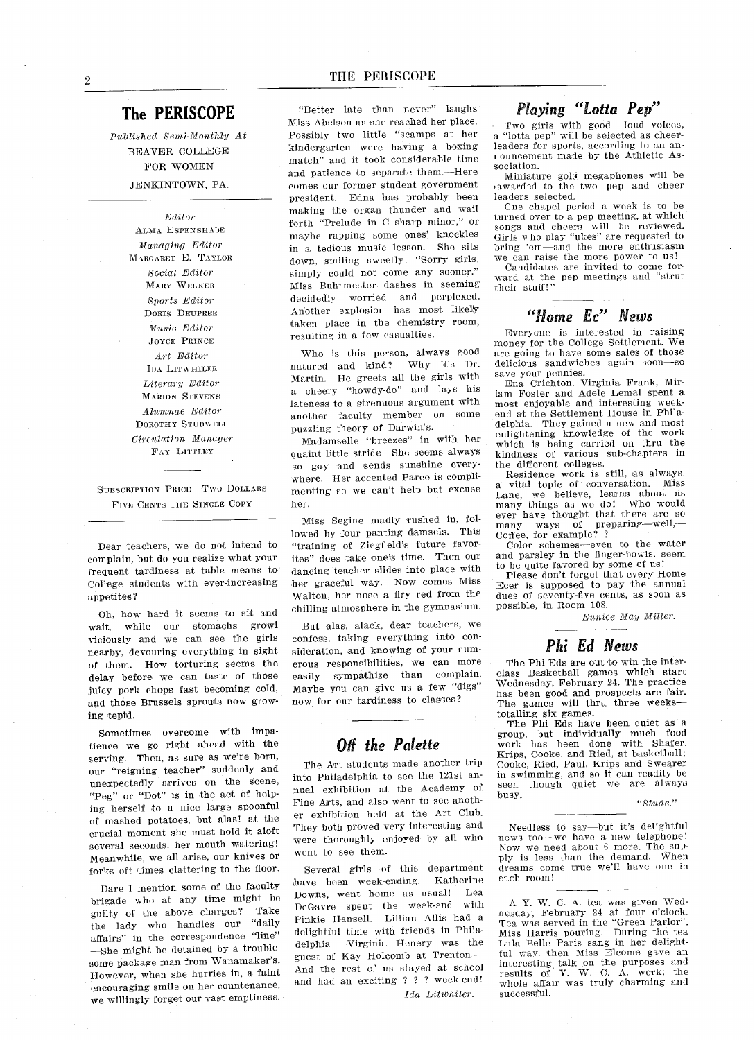# The PERISCOPE

*Published Semi-Monthly At*
BEAVER COLLEGE
FOR WOMEN
JENKINTOWN, PA.

*Editor*
ALMA ESPENSHADE
*Managing Editor*
MARGARET E. TAYLOR
*Social Editor*
MARY WELKER
*Sports Editor*
DORIS DEUPREE
*Music Editor*
JOYCE PRINCE
*Art Editor*
IDA LITWHILER
*Literary Editor*
MARION STEVENS
*Alumnae Editor*
DOROTHY STUDWELL
*Circulation Manager*
FAY LITTLEY

SUBSCRIPTION PRICE—TWO DOLLARS
FIVE CENTS THE SINGLE COPY

---

Dear teachers, we do not intend to complain, but do you realize what your frequent tardiness at table means to College students with ever-increasing appetites?

Oh, how hard it seems to sit and wait, while our stomachs growl viciously and we can see the girls nearby, devouring everything in sight of them. How torturing seems the delay before we can taste of those juicy pork chops fast becoming cold, and those Brussels sprouts now growing tepid.

Sometimes overcome with impatience we go right ahead with the serving. Then, as sure as we're born, our "reigning teacher" suddenly and unexpectedly arrives on the scene, "Peg" or "Dot" is in the act of helping herself to a nice large spoonful of mashed potatoes, but alas! at the crucial moment she must hold it aloft several seconds, her mouth watering! Meanwhile, we all arise, our knives or forks oft times clattering to the floor.

Dare I mention some of the faculty brigade who at any time might be guilty of the above charges? Take the lady who handles our "daily affairs" in the correspondence "line" —She might be detained by a troublesome package man from Wanamaker's. However, when she hurries in, a faint encouraging smile on her countenance, we willingly forget our vast emptiness.

"Better late than never" laughs Miss Abelson as she reached her place. Possibly two little "scamps at her kindergarten were having a boxing match" and it took considerable time and patience to separate them.—Here comes our former student government president. Edna has probably been making the organ thunder and wail forth "Prelude in C sharp minor," or maybe rapping some ones' knockles in a tedious music lesson. She sits down, smiling sweetly; "Sorry girls, simply could not come any sooner." Miss Buhrmester dashes in seeming decidedly worried and perplexed. Another explosion has most likely taken place in the chemistry room, resulting in a few casualties.

Who is this person, always good natured and kind? Why it's Dr. Martin. He greets all the girls with a cheery "howdy-do" and lays his lateness to a strenuous argument with another faculty member on some puzzling theory of Darwin's.

Madamselle "breezes" in with her quaint little stride—She seems always so gay and sends sunshine everywhere. Her accented Paree is complimenting so we can't help but excuse her.

Miss Segine madly rushed in, followed by four panting damsels. This "training of Ziegfield's future favorites" does take one's time. Then our dancing teacher slides into place with her graceful way. Now comes Miss Walton, her nose a firy red from the chilling atmosphere in the gymnasium.

But alas, alack, dear teachers, we confess, taking everything into consideration, and knowing of your numerous responsibilities, we can more easily sympathize than complain. Maybe you can give us a few "digs" now for our tardiness to classes?

## Off the Palette

The Art students made another trip into Philadelphia to see the 121st annual exhibition at the Academy of Fine Arts, and also went to see another exhibition held at the Art Club. They both proved very interesting and were thoroughly enjoyed by all who went to see them.

Several girls of this department have been week-ending. Katherine Downs, went home as usual! Lea DeGavre spent the week-end with Pinkie Hansell. Lillian Allis had a delightful time with friends in Philadelphia. Virginia Henery was the guest of Kay Holcomb at Trenton.— And the rest of us stayed at school and had an exciting ? ? ? week-end!

*Ida Litwhiler.*

## Playing "Lotta Pep"

Two girls with good loud voices, a "lotta pep" will be selected as cheerleaders for sports, according to an announcement made by the Athletic Association.

Miniature gold megaphones will be awarded to the two pep and cheer leaders selected.

One chapel period a week is to be turned over to a pep meeting, at which songs and cheers will be reviewed. Girls who play "ukes" are requested to bring 'em—and the more enthusiasm we can raise the more power to us!

Candidates are invited to come forward at the pep meetings and "strut their stuff!"

## "Home Ec" News

Everyone is interested in raising money for the College Settlement. We are going to have some sales of those delicious sandwiches again soon—so save your pennies.

Ena Crichton, Virginia Frank, Miriam Foster and Adele Lemal spent a most enjoyable and interesting weekend at the Settlement House in Philadelphia. They gained a new and most enlightening knowledge of the work which is being carried on thru the kindness of various sub-chapters in the different colleges.

Residence work is still, as always, a vital topic of conversation. Miss Lane, we believe, learns about as many things as we do! Who would ever have thought that there are so many ways of preparing—well,— Coffee, for example? ?

Color schemes—even to the water and parsley in the finger-bowls, seem to be quite favored by some of us!

Please don't forget that every Home Ecer is supposed to pay the annual dues of seventy-five cents, as soon as possible, in Room 108.

*Eunice May Miller.*

## Phi Ed News

The Phi Eds are out to win the interclass Basketball games which start Wednesday, February 24. The practice has been good and prospects are fair. The games will thru three weeks— totalling six games.

The Phi Eds have been quiet as a group, but individually much food work has been done with Shafer, Krips, Cooke, and Ried, at basketball; Cooke, Ried, Paul, Krips and Swearer in swimming, and so it can readily be seen though quiet we are always busy.

*"Stude."*

---

Needless to say—but it's delightful news too—we have a new telephone! Now we need about 6 more. The supply is less than the demand. When dreams come true we'll have one in each room!

---

A Y. W. C. A. tea was given Wednesday, February 24 at four o'clock. Tea was served in the "Green Parlor". Miss Harris pouring. During the tea Lula Belle Paris sang in her delightful way, then Miss Elcome gave an interesting talk on the purposes and results of Y. W. C. A. work, the whole affair was truly charming and successful.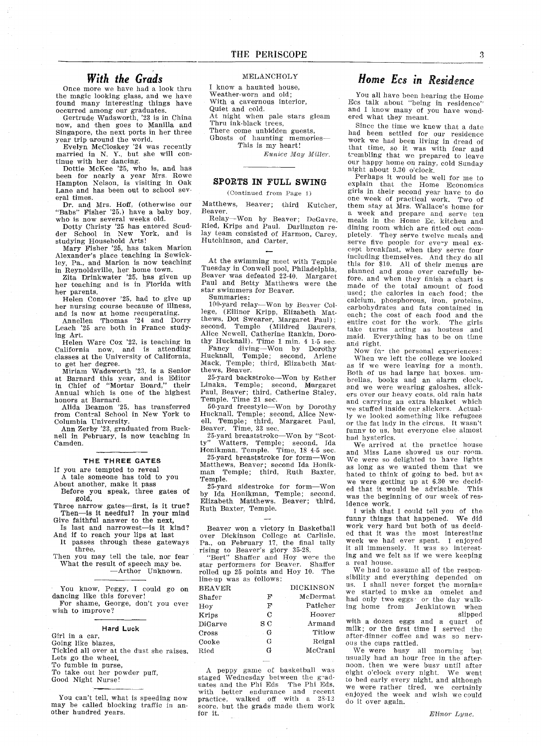## With the Grads

Once more we have had a look thru the magic looking glass, and we have found many interesting things have occurred among our graduates.

Gertrude Wadsworth, '23 is in China now, and then goes to Manilla and Singapore, the next ports in her three year trip around the world.

Evelyn McCloskey '24 was recently married in N. Y., but she will continue with her dancing.

Dottie McKee '25, who is, and has been for nearly a year Mrs. Rowe Hampton Nelson, is visiting in Oak Lane and has been out to school several times.

Dr. and Mrs. Hoff, (otherwise our "Babs" Fisher '25,) have a baby boy, who is now several weeks old.

Dotty Christy '25 has entered Scudder School in New York, and is studying Household Arts!

Mary Fisher '25, has taken Marion Alexander's place teaching in Sewickley, Pa., and Marion is now teaching in Reynoldsville, her home town.

Zita Drinkwater '25, has given up her teaching and is in Florida with her parents.

Helen Conover '25, had to give up her nursing course because of illness, and is now at home recuperating.

Annellen Thomas '24 and Dorry Leach '25 are both in France studying Art.

Helen Ware Cox '22, is teaching in California now, and is attending classes at the University of California, to get her degree.

Miriam Wadsworth '23, is a Senior at Barnard this year, and is Editor in Chief of "Mortar Board," their Annual which is one of the highest honors at Barnard.

Alida Beamon '25, has transferred from Central School in New York to Columbia University.

Ann Zerby '23, graduated from Bucknell in February, is now teaching in Camden.

### THE THREE GATES

If you are tempted to reveal
A tale someone has told to you
About another, make it pass
Before you speak, three gates of gold,
Three narrow gates—first, is it true?
Then—is it needful? In your mind
Give faithful answer to the next,
Is last and narrowest—is it kind?
And if to reach your lips at last
It passes through these gateways three,
Then you may tell the tale, nor fear
What the result of speech may be.

—Arthor Unknown.

You know, Peggy, I could go on dancing like this forever!

For shame, George, don't you ever wish to improve?

### Hard Luck

Girl in a car,
Going like blazes,
Tickled all over at the dust she raises.
Lets go the wheel,
To fumble in purse,
To take out her powder puff,
Good Night Nurse!

You can't tell, what is speeding now may be called blocking traffic in another hundred years.

### MELANCHOLY

I know a haunted house,
Weather-worn and old;
With a cavernous interior,
Quiet and cold.
At night when pale stars gleam
Thru ink-black trees,
There come unbidden guests,
Ghosts of haunting memories—
This is my heart!

*Eunice May Miller.*

## SPORTS IN FULL SWING

(Continued from Page 1)

Matthews, Beaver; third Kutcher, Beaver.

Relay—Won by Beaver; DeGavre, Ried, Krips and Paul. Darlington relay team consisted of Harmon, Carey, Hutchinson, and Carter.

—

At the swimming meet with Temple Tuesday in Conwell pool, Philadelphia, Beaver was defeated 22-40. Margaret Paul and Betty Matthews were the star swimmers for Beaver.

Summaries:

100-yard relay—Won by Beaver College, (Ellinor Kripp, Elizabeth Matthews, Dot Swearer, Margaret Paul); second, Temple (Mildred Baurers, Alice Newell, Catherine Rankin, Dorothy Hucknall). Time 1 min. 4 1-5 sec.

Fancy diving—Won by Dorothy Hucknall, Temple; second, Arlene Mack, Temple; third, Elizabeth Matthews, Beaver.

25-yard backstroke—Won by Esther Linaka, Temple; second, Margaret Paul, Beaver; third, Catherine Staley, Temple. Time 21 sec.

50-yard freestyle—Won by Dorothy Hucknall, Temple; second, Alice Newell, Temple; third, Margaret Paul, Beaver. Time, 33 sec.

25-yard breaststroke—Won by "Scotty" Watters, Temple; second, Ida Honikman, Temple. Time, 18 4-5 sec.

25-yard breaststroke for form—Won Matthews, Beaver; second Ida Honikman Temple; third, Ruth Baxter, Temple.

25-yard sidestroke for form—Won by Ida Honikman, Temple; second, Elizabeth Matthews, Beaver; third, Ruth Baxter, Temple.

—

Beaver won a victory in Basketball over Dickinson College at Carlisle, Pa., on February 17, the final tally rising to Beaver's glory 35-28.

"Bert" Shaffer and Hoy were the star performers for Beaver. Shaffer rolled up 25 points and Hoy 10. The line-up was as follows:

| BEAVER | | DICKINSON |
|---|---|---|
| Shafer | F | McDermat |
| Hoy | F | Paticher |
| Krips | C | Hoover |
| DiGarve | S C | Armand |
| Cross | G | Titlow |
| Cooke | G | Reigal |
| Ried | G | McCrani |

—

A peppy game of basketball was staged Wednesday between the graduates and the Phi Eds. The Phi Eds, with better endurance and recent practice, walked off with a 28-12 score, but the grads made them work for it.

## Home Ecs in Residence

You all have been hearing the Home Ecs talk about "being in residence" and I know many of you have wondered what they meant.

Since the time we knew that a date had been settled for our residence work we had been living in dread of that time, so it was with fear and trembling that we prepared to leave our happy home on rainy, cold Sunday night about 9.30 o'clock.

Perhaps it would be well for me to explain that the Home Economics girls in their second year have to do one week of practical work. Two of them stay at Mrs. Wallace's home for a week and prepare and serve ten meals in the Home Ec. kitchen and dining room which are fitted out completely. They serve twelve meals and serve five people for every meal except breakfast, when they serve four including themselves. And they do all this for $10. All of their menus are planned and gone over carefully before, and when they finish a chart is made of the total amount of food used; the calories in each food; the calcium, phosphorous, iron, proteins, carbohydrates and fats contained in each; the cost of each food and the entire cost for the work. The girls take turns acting as hostess and maid. Everything has to be on time and right.

Now for the personal experiences:

When we left the college we looked as if we were leaving for a month. Both of us had large hat boxes, umbrellas, books and an alarm clock, and we were wearing galoshes, slickers over our heavy coats, old rain hats and carrying an extra blanket which we stuffed inside our slickers. Actually we looked something like refugees or the fat lady in the circus. It wasn't funny to us, but everyone else almost had hysterics.

We arrived at the practice house and Miss Lane showed us our room. We were so delighted to have lights as long as we wanted them that we hated to think of going to bed, but as we were getting up at 6.30 we decided that it would be advisable. This was the beginning of our week of residence work.

I wish that I could tell you of the funny things that happened. We did work very hard but both of us decided that it was the most interesting week we had ever spent. I enjoyed it all immensely. It was so interesting and we felt as if we were keeping a real house.

We had to assume all of the responsibility and everything depended on us. I shall never forget the morning we started to make an omelet and had only two eggs or the day walking home from Jenkintown when slipped with a dozen eggs and a quart of milk; or the first time I served the after-dinner coffee and was so nervous the cups rattled.

We were busy all morning but usually had an hour free in the afternoon, then we were busy until after eight o'clock every night. We went to bed early every night, and although we were rather tired, we certainly enjoyed the week and wish we could do it over again.

*Elinor Lyne.*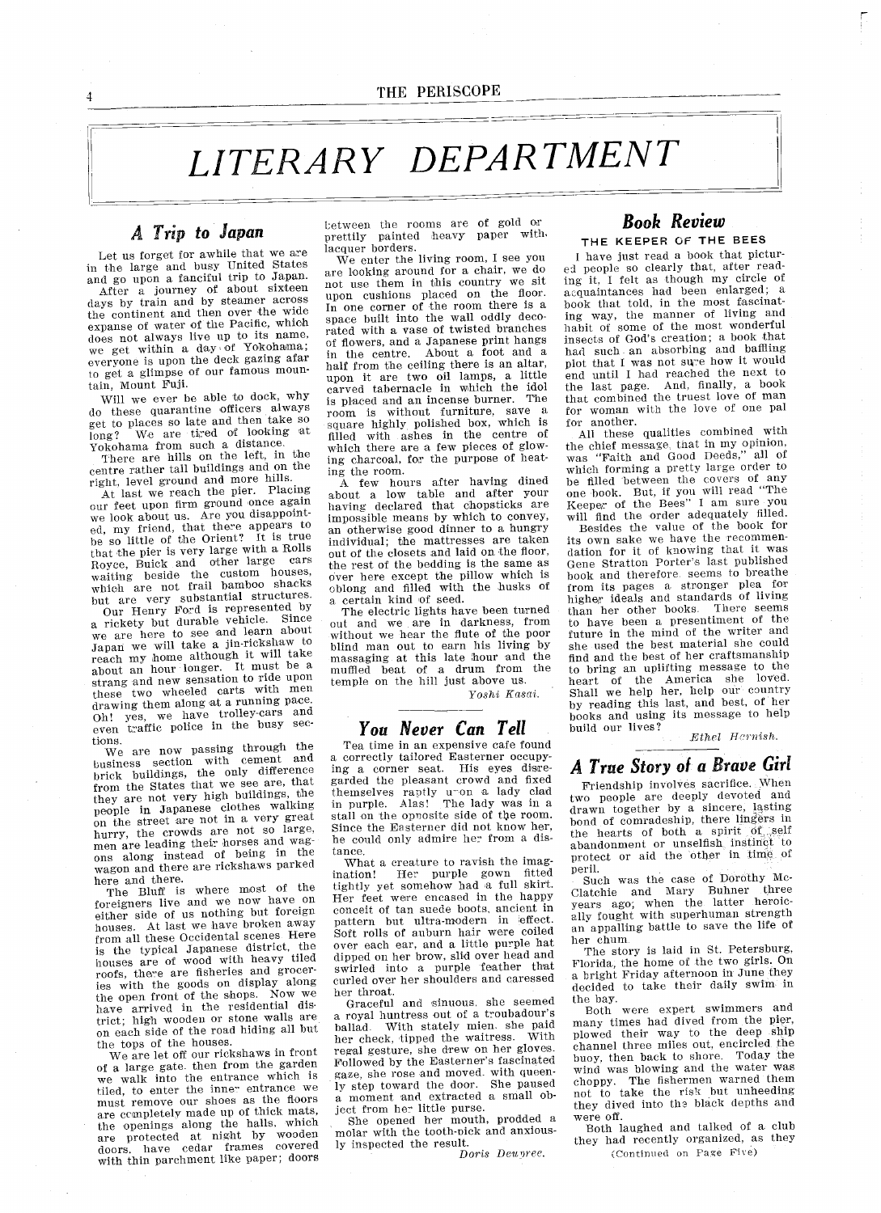# LITERARY DEPARTMENT

## A Trip to Japan

Let us forget for awhile that we are in the large and busy United States and go upon a fanciful trip to Japan.

After a journey of about sixteen days by train and by steamer across the continent and then over the wide expanse of water of the Pacific, which does not always live up to its name, we get within a day of Yokohama; everyone is upon the deck gazing afar to get a glimpse of our famous mountain, Mount Fuji.

Will we ever be able to dock, why do these quarantine officers always get to places so late and then take so long? We are tired of looking at Yokohama from such a distance.

There are hills on the left, in the centre rather tall buildings and on the right, level ground and more hills.

At last we reach the pier. Placing our feet upon firm ground once again we look about us. Are you disappointed, my friend, that there appears to be so little of the Orient? It is true that the pier is very large with a Rolls Royce, Buick and other large cars waiting beside the custom houses, which are not frail bamboo shacks but are very substantial structures.

Our Henry Ford is represented by a rickety but durable vehicle. Since we are here to see and learn about Japan we will take a jin-rickshaw to reach my home although it will take about an hour longer. It must be a strang and new sensation to ride upon these two wheeled carts with men drawing them along at a running pace. Oh! yes, we have trolley-cars and even traffic police in the busy sections.

We are now passing through the business section with cement and brick buildings, the only difference from the States that we see are, that they are not very high buildings, the people in Japanese clothes walking on the street are not in a very great hurry, the crowds are not so large, men are leading their horses and wagons along instead of being in the wagon and there are rickshaws parked here and there.

The Bluff is where most of the foreigners live and we now have on either side of us nothing but foreign houses. At last we have broken away from all these Occidental scenes Here is the typical Japanese district, the houses are of wood with heavy tiled roofs, there are fisheries and groceries with the goods on display along the open front of the shops. Now we have arrived in the residential district; high wooden or stone walls are on each side of the road hiding all but the tops of the houses.

We are let off our rickshaws in front of a large gate. then from the garden we walk into the entrance which is tiled, to enter the inner entrance we must remove our shoes as the floors are completely made up of thick mats, the openings along the halls, which are protected at night by wooden doors, have cedar frames covered with thin parchment like paper; doors between the rooms are of gold or prettily painted heavy paper with lacquer borders.

We enter the living room, I see you are looking around for a chair, we do not use them in this country we sit upon cushions placed on the floor. In one corner of the room there is a space built into the wall oddly decorated with a vase of twisted branches of flowers, and a Japanese print hangs in the centre. About a foot and a half from the ceiling there is an altar, upon it are two oil lamps, a little carved tabernacle in which the idol is placed and an incense burner. The room is without furniture, save a square highly polished box, which is filled with ashes in the centre of which there are a few pieces of glowing charcoal, for the purpose of heating the room.

A few hours after having dined about a low table and after your having declared that chopsticks are impossible means by which to convey, an otherwise good dinner to a hungry individual; the mattresses are taken out of the closets and laid on the floor, the rest of the bedding is the same as over here except the pillow which is oblong and filled with the husks of a certain kind of seed.

The electric lights have been turned out and we are in darkness, from without we hear the flute of the poor blind man out to earn his living by massaging at this late hour and the muffled beat of a drum from the temple on the hill just above us.

*Yoshi Kasai.*

## You Never Can Tell

Tea time in an expensive cafe found a correctly tailored Easterner occupying a corner seat. His eyes disregarded the pleasant crowd and fixed themselves raptly upon a lady clad in purple. Alas! The lady was in a stall on the opposite side of the room. Since the Easterner did not know her, he could only admire her from a distance.

What a creature to ravish the imagination! Her purple gown fitted tightly yet somehow had a full skirt. Her feet were encased in the happy conceit of tan suede boots, ancient in pattern but ultra-modern in effect. Soft rolls of auburn hair were coiled over each ear, and a little purple hat dipped on her brow, slid over head and swirled into a purple feather that curled over her shoulders and caressed her throat.

Graceful and sinuous, she seemed a royal huntress out of a troubadour's ballad. With stately mien, she paid her check, tipped the waitress. With regal gesture, she drew on her gloves. Followed by the Easterner's fascinated gaze, she rose and moved with queenly step toward the door. She paused a moment and extracted a small object from her little purse.

She opened her mouth, prodded a molar with the tooth-pick and anxiously inspected the result.

*Doris Dewpree.*

## Book Review

### THE KEEPER OF THE BEES

I have just read a book that pictured people so clearly that, after reading it, I felt as though my circle of acquaintances had been enlarged; a book that told, in the most fascinating way, the manner of living and habit of some of the most wonderful insects of God's creation; a book that had such an absorbing and baffling plot that I was not sure how it would end until I had reached the next to the last page. And, finally, a book that combined the truest love of man for woman with the love of one pal for another.

All these qualities combined with the chief message, that in my opinion, was "Faith and Good Deeds," all of which forming a pretty large order to be filled between the covers of any one book. But, if you will read "The Keeper of the Bees" I am sure you will find the order adequately filled.

Besides the value of the book for its own sake we have the recommendation for it of knowing that it was Gene Stratton Porter's last published book and therefore seems to breathe from its pages a stronger plea for higher ideals and standards of living than her other books. There seems to have been a presentiment of the future in the mind of the writer and she used the best material she could find and the best of her craftsmanship to bring an uplifting message to the heart of the America she loved. Shall we help her, help our country by reading this last, and best, of her books and using its message to help build our lives?

*Ethel Hornish.*

## A True Story of a Brave Girl

Friendship involves sacrifice. When two people are deeply devoted and drawn together by a sincere, lasting bond of comradeship, there lingers in the hearts of both a spirit of self abandonment or unselfish instinct to protect or aid the other in time of peril.

Such was the case of Dorothy McClatchie and Mary Buhner three years ago, when the latter heroically fought with superhuman strength an appalling battle to save the life of her chum.

The story is laid in St. Petersburg, Florida, the home of the two girls. On a bright Friday afternoon in June they decided to take their daily swim in the bay.

Both were expert swimmers and many times had dived from the pier, plowed their way to the deep ship channel three miles out, encircled the buoy, then back to shore. Today the wind was blowing and the water was choppy. The fishermen warned them not to take the risk but unheeding they dived into the black depths and were off.

Both laughed and talked of a club they had recently organized, as they

(Continued on Page Five)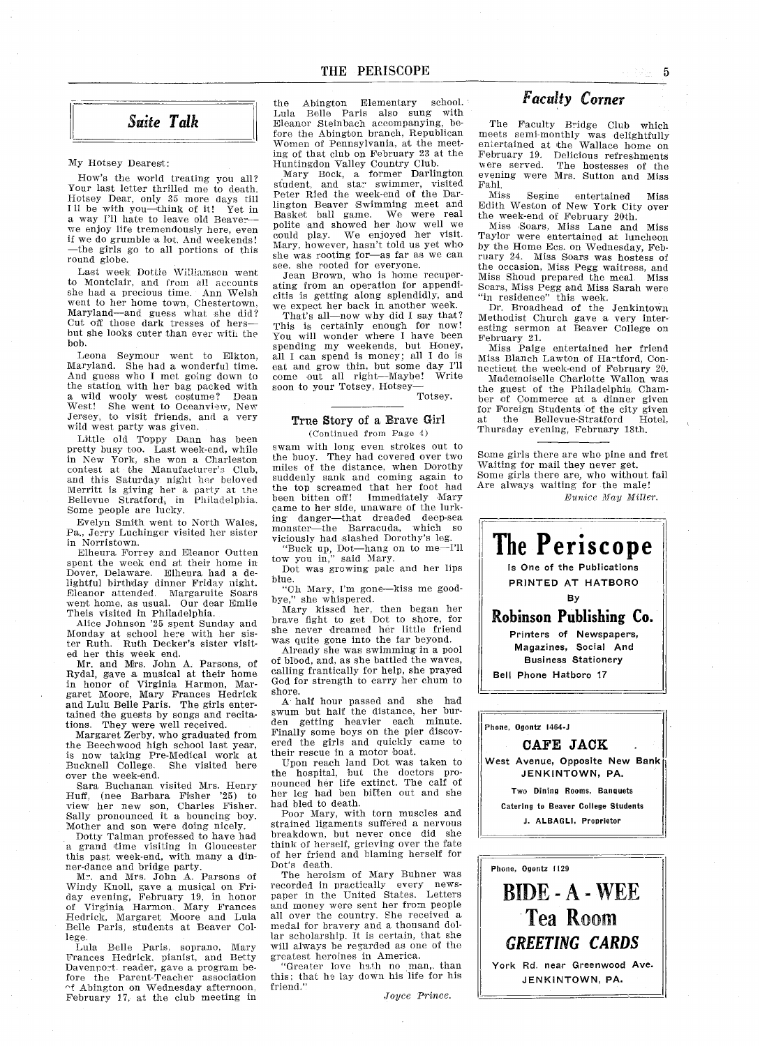## Suite Talk

My Hotsey Dearest:

How's the world treating you all? Your last letter thrilled me to death. Hotsey Dear, only 35 more days till I'll be with you—think of it! Yet in a way I'll hate to leave old Beaver—we enjoy life tremendously here, even if we do grumble a lot. And weekends!—the girls go to all portions of this round globe.

Last week Dottie Williamson went to Montclair, and from all accounts she had a precious time. Ann Welsh went to her home town, Chestertown, Maryland—and guess what she did? Cut off those dark tresses of hers—but she looks cuter than ever with the bob.

Leona Seymour went to Elkton, Maryland. She had a wonderful time. And guess who I met going down to the station with her bag packed with a wild wooly west costume? Dean West! She went to Oceanview, New Jersey, to visit friends, and a very wild west party was given.

Little old Toppy Dann has been pretty busy too. Last week-end, while in New York, she won a Charleston contest at the Manufacturer's Club, and this Saturday night her beloved Merritt is giving her a party at the Bellevue Stratford, in Philadelphia. Some people are lucky.

Evelyn Smith went to North Wales, Pa., Jerry Luchinger visited her sister in Norristown.

Elheura Forrey and Eleanor Outten spent the week end at their home in Dover, Delaware. Elheura had a delightful birthday dinner Friday night. Eleanor attended. Margaruite Soars went home, as usual. Our dear Emlie Theis visited in Philadelphia.

Alice Johnson '25 spent Sunday and Monday at school here with her sister Ruth. Ruth Decker's sister visited her this week end.

Mr. and Mrs. John A. Parsons, of Rydal, gave a musical at their home in honor of Virginia Harmon, Margaret Moore, Mary Frances Hedrick and Lulu Belle Paris. The girls entertained the guests by songs and recitations. They were well received.

Margaret Zerby, who graduated from the Beechwood high school last year, is now taking Pre-Medical work at Bucknell College. She visited here over the week-end.

Sara Buchanan visited Mrs. Henry Huff, (nee Barbara Fisher '25) to view her new son, Charles Fisher. Sally pronounced it a bouncing boy. Mother and son were doing nicely.

Dotty Talman professed to have had a grand time visiting in Gloucester this past week-end, with many a dinner-dance and bridge party.

Mr. and Mrs. John A. Parsons of Windy Knoll, gave a musical on Friday evening, February 19, in honor of Virginia Harmon, Mary Frances Hedrick, Margaret Moore and Lula Belle Paris, students at Beaver College.

Lula Belle Paris, soprano, Mary Frances Hedrick, pianist, and Betty Davenport, reader, gave a program before the Parent-Teacher association of Abington on Wednesday afternoon, February 17, at the club meeting in the Abington Elementary school. Lula Belle Paris also sung with Eleanor Steinbach accompanying, before the Abington branch, Republican Women of Pennsylvania, at the meeting of that club on February 23 at the Huntingdon Valley Country Club.

Mary Bock, a former Darlington student, and star swimmer, visited Peter Ried the week-end of the Darlington Beaver Swimming meet and Basket ball game. We were real polite and showed her how well we could play. We enjoyed her visit. Mary, however, hasn't told us yet who she was rooting for—as far as we can see, she rooted for everyone.

Jean Brown, who is home recuperating from an operation for appendicitis is getting along splendidly, and we expect her back in another week.

That's all—now why did I say that? This is certainly enough for now! You will wonder where I have been spending my weekends, but Honey, all I can spend is money; all I do is eat and grow thin, but some day I'll come out all right—Maybe! Write soon to your Totsey, Hotsey—

Totsey.

---

### True Story of a Brave Girl

(Continued from Page 4)

swam with long even strokes out to the buoy. They had covered over two miles of the distance, when Dorothy suddenly sank and coming again to the top screamed that her foot had been bitten off! Immediately Mary came to her side, unaware of the lurking danger—that dreaded deep-sea monster—the Barracuda, which so viciously had slashed Dorothy's leg.

"Buck up, Dot—hang on to me—I'll tow you in," said Mary.

Dot was growing pale and her lips blue.

"Oh Mary, I'm gone—kiss me goodbye," she whispered.

Mary kissed her, then began her brave fight to get Dot to shore, for she never dreamed her little friend was quite gone into the far beyond.

Already she was swimming in a pool of blood, and, as she battled the waves, calling frantically for help, she prayed God for strength to carry her chum to shore.

A half hour passed and she had swum but half the distance, her burden getting heavier each minute. Finally some boys on the pier discovered the girls and quickly came to their rescue in a motor boat.

Upon reach land Dot was taken to the hospital, but the doctors pronounced her life extinct. The calf of her leg had ben bitten out and she had bled to death.

Poor Mary, with torn muscles and strained ligaments suffered a nervous breakdown, but never once did she think of herself, grieving over the fate of her friend and blaming herself for Dot's death.

The heroism of Mary Buhner was recorded in practically every newspaper in the United States. Letters and money were sent her from people all over the country. She received a medal for bravery and a thousand dollar scholarship. It is certain, that she will always be regarded as one of the greatest heroines in America.

"Greater love hath no man, than this: that he lay down his life for his friend."

*Joyce Prince.*

---

## Faculty Corner

The Faculty Bridge Club which meets semi-monthly was delightfully entertained at the Wallace home on February 19. Delicious refreshments were served. The hostesses of the evening were Mrs. Sutton and Miss Fahl.

Miss Segine entertained Miss Edith Weston of New York City over the week-end of February 20th.

Miss Soars, Miss Lane and Miss Taylor were entertained at luncheon by the Home Ecs. on Wednesday, February 24. Miss Soars was hostess of the occasion, Miss Pegg waitress, and Miss Shoud prepared the meal. Miss Scars, Miss Pegg and Miss Sarah were "in residence" this week.

Dr. Broadhead of the Jenkintown Methodist Church gave a very interesting sermon at Beaver College on February 21.

Miss Paige entertained her friend Miss Blanch Lawton of Hartford, Connecticut the week-end of February 20.

Mademoiselle Charlotte Wallon was the guest of the Philadelphia Chamber of Commerce at a dinner given for Foreign Students of the city given at the Bellevue-Stratford Hotel, Thursday evening, February 18th.

---

Some girls there are who pine and fret
Waiting for mail they never get.
Some girls there are, who without fail
Are always waiting for the male!

*Eunice May Miller.*

---

**The Periscope**

Is One of the Publications
PRINTED AT HATBORO
By
**Robinson Publishing Co.**
Printers of Newspapers, Magazines, Social And Business Stationery
Bell Phone Hatboro 17

---

Phone, Ogontz 1464-J

**CAFE JACK**

West Avenue, Opposite New Bank
JENKINTOWN, PA.
Two Dining Rooms, Banquets
Catering to Beaver College Students
J. ALBAGLI, Proprietor

---

Phone, Ogontz 1129

**BIDE - A - WEE**
**Tea Room**
***GREETING CARDS***

York Rd. near Greenwood Ave.
JENKINTOWN, PA.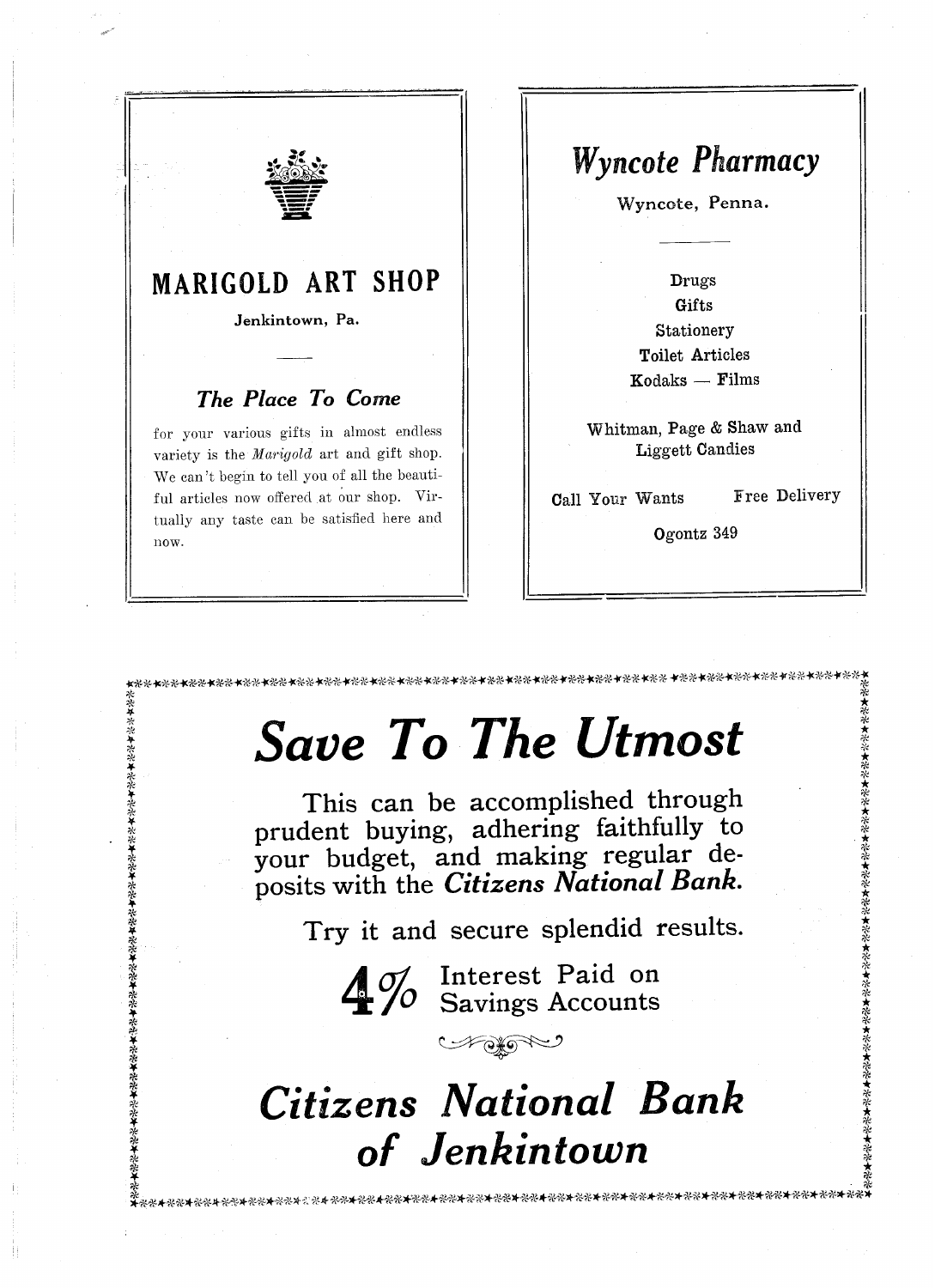## MARIGOLD ART SHOP

**Jenkintown, Pa.**

### *The Place To Come*

for your various gifts in almost endless variety is the *Marigold* art and gift shop. We can't begin to tell you of all the beautiful articles now offered at our shop. Virtually any taste can be satisfied here and now.

## *Wyncote Pharmacy*

Wyncote, Penna.

Drugs
Gifts
Stationery
Toilet Articles
Kodaks — Films

Whitman, Page & Shaw and Liggett Candies

Call Your Wants — Free Delivery

Ogontz 349

# *Save To The Utmost*

This can be accomplished through prudent buying, adhering faithfully to your budget, and making regular deposits with the ***Citizens National Bank.***

Try it and secure splendid results.

**4%** Interest Paid on Savings Accounts

## *Citizens National Bank of Jenkintown*